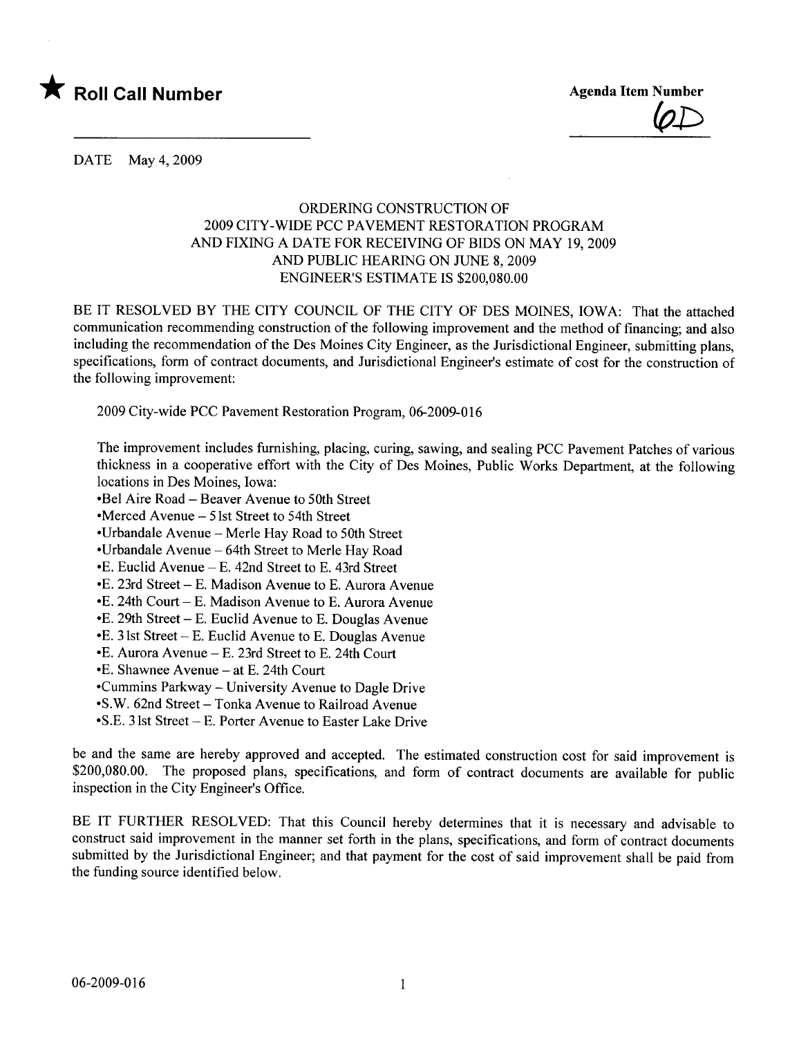★ **Roll Call Number**

**Agenda Item Number**

6D

DATE May 4, 2009

ORDERING CONSTRUCTION OF
2009 CITY-WIDE PCC PAVEMENT RESTORATION PROGRAM
AND FIXING A DATE FOR RECEIVING OF BIDS ON MAY 19, 2009
AND PUBLIC HEARING ON JUNE 8, 2009
ENGINEER'S ESTIMATE IS $200,080.00

BE IT RESOLVED BY THE CITY COUNCIL OF THE CITY OF DES MOINES, IOWA: That the attached communication recommending construction of the following improvement and the method of financing; and also including the recommendation of the Des Moines City Engineer, as the Jurisdictional Engineer, submitting plans, specifications, form of contract documents, and Jurisdictional Engineer's estimate of cost for the construction of the following improvement:

2009 City-wide PCC Pavement Restoration Program, 06-2009-016

The improvement includes furnishing, placing, curing, sawing, and sealing PCC Pavement Patches of various thickness in a cooperative effort with the City of Des Moines, Public Works Department, at the following locations in Des Moines, Iowa:

- •Bel Aire Road – Beaver Avenue to 50th Street
- •Merced Avenue – 51st Street to 54th Street
- •Urbandale Avenue – Merle Hay Road to 50th Street
- •Urbandale Avenue – 64th Street to Merle Hay Road
- •E. Euclid Avenue – E. 42nd Street to E. 43rd Street
- •E. 23rd Street – E. Madison Avenue to E. Aurora Avenue
- •E. 24th Court – E. Madison Avenue to E. Aurora Avenue
- •E. 29th Street – E. Euclid Avenue to E. Douglas Avenue
- •E. 31st Street – E. Euclid Avenue to E. Douglas Avenue
- •E. Aurora Avenue – E. 23rd Street to E. 24th Court
- •E. Shawnee Avenue – at E. 24th Court
- •Cummins Parkway – University Avenue to Dagle Drive
- •S.W. 62nd Street – Tonka Avenue to Railroad Avenue
- •S.E. 31st Street – E. Porter Avenue to Easter Lake Drive

be and the same are hereby approved and accepted. The estimated construction cost for said improvement is $200,080.00. The proposed plans, specifications, and form of contract documents are available for public inspection in the City Engineer's Office.

BE IT FURTHER RESOLVED: That this Council hereby determines that it is necessary and advisable to construct said improvement in the manner set forth in the plans, specifications, and form of contract documents submitted by the Jurisdictional Engineer; and that payment for the cost of said improvement shall be paid from the funding source identified below.

06-2009-016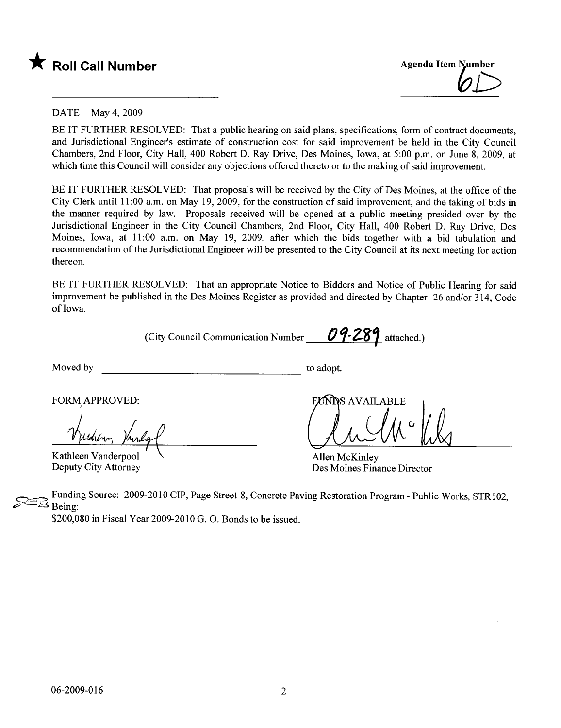★ **Roll Call Number**

Agenda Item Number
6D

DATE May 4, 2009

BE IT FURTHER RESOLVED: That a public hearing on said plans, specifications, form of contract documents, and Jurisdictional Engineer's estimate of construction cost for said improvement be held in the City Council Chambers, 2nd Floor, City Hall, 400 Robert D. Ray Drive, Des Moines, Iowa, at 5:00 p.m. on June 8, 2009, at which time this Council will consider any objections offered thereto or to the making of said improvement.

BE IT FURTHER RESOLVED: That proposals will be received by the City of Des Moines, at the office of the City Clerk until 11:00 a.m. on May 19, 2009, for the construction of said improvement, and the taking of bids in the manner required by law. Proposals received will be opened at a public meeting presided over by the Jurisdictional Engineer in the City Council Chambers, 2nd Floor, City Hall, 400 Robert D. Ray Drive, Des Moines, Iowa, at 11:00 a.m. on May 19, 2009, after which the bids together with a bid tabulation and recommendation of the Jurisdictional Engineer will be presented to the City Council at its next meeting for action thereon.

BE IT FURTHER RESOLVED: That an appropriate Notice to Bidders and Notice of Public Hearing for said improvement be published in the Des Moines Register as provided and directed by Chapter 26 and/or 314, Code of Iowa.

(City Council Communication Number 09-289 attached.)

Moved by ______________________ to adopt.

FORM APPROVED:

Kathleen Vanderpool
Deputy City Attorney

FUNDS AVAILABLE

Allen McKinley
Des Moines Finance Director

Funding Source: 2009-2010 CIP, Page Street-8, Concrete Paving Restoration Program - Public Works, STR102, Being:
$200,080 in Fiscal Year 2009-2010 G. O. Bonds to be issued.

06-2009-016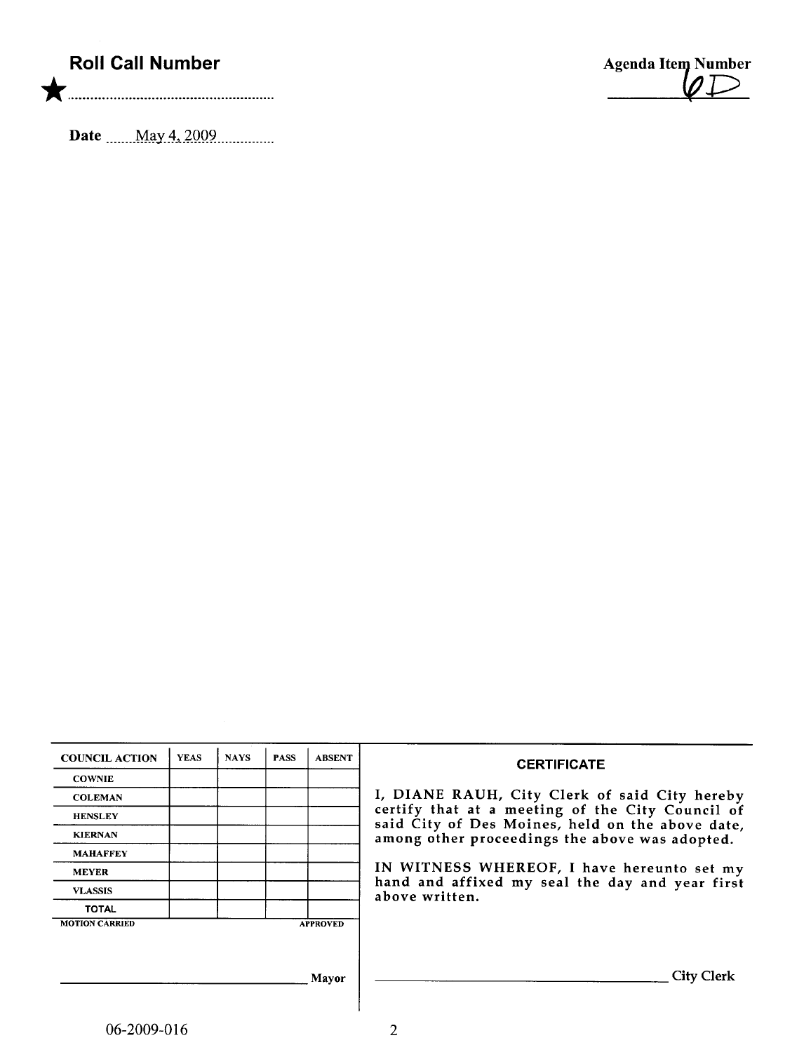**Roll Call Number**

★ ..........................................................

**Agenda Item Number**

6D

**Date** ......May 4, 2009..............

| COUNCIL ACTION | YEAS | NAYS | PASS | ABSENT |
| --- | --- | --- | --- | --- |
| COWNIE | | | | |
| COLEMAN | | | | |
| HENSLEY | | | | |
| KIERNAN | | | | |
| MAHAFFEY | | | | |
| MEYER | | | | |
| VLASSIS | | | | |
| TOTAL | | | | |

MOTION CARRIED APPROVED

______________________________ Mayor

**CERTIFICATE**

I, DIANE RAUH, City Clerk of said City hereby certify that at a meeting of the City Council of said City of Des Moines, held on the above date, among other proceedings the above was adopted.

IN WITNESS WHEREOF, I have hereunto set my hand and affixed my seal the day and year first above written.

______________________________ City Clerk

06-2009-016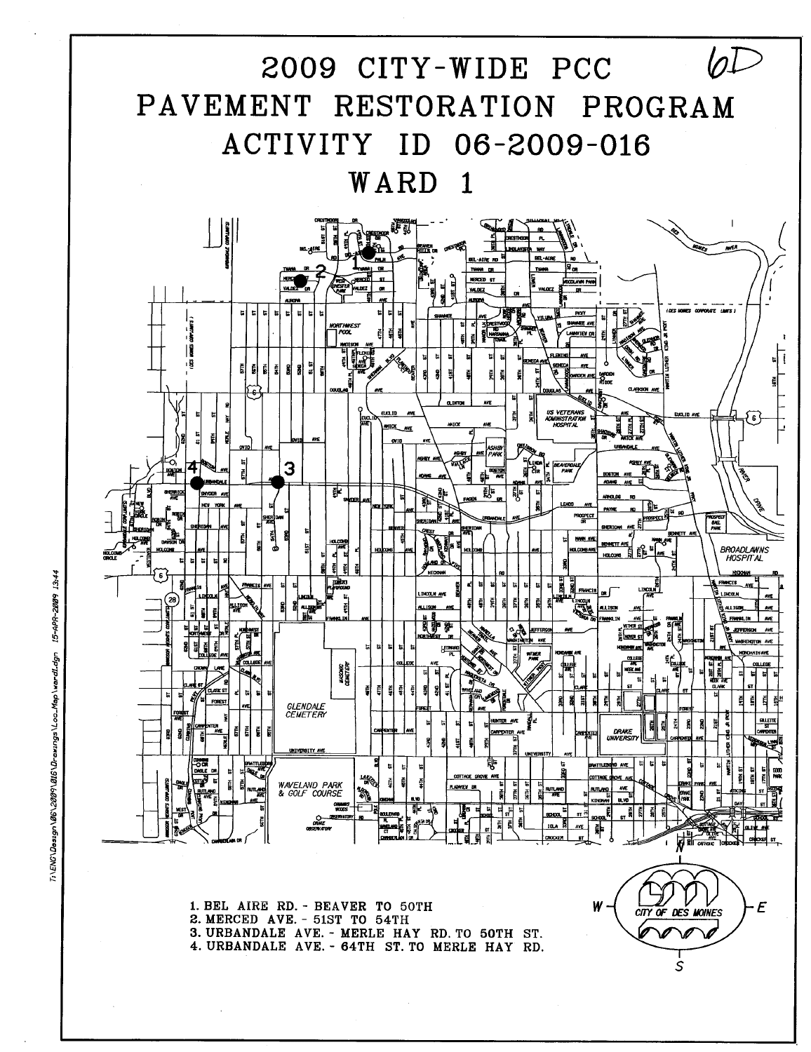# 2009 CITY-WIDE PCC PAVEMENT RESTORATION PROGRAM ACTIVITY ID 06-2009-016 WARD 1

6D

1. BEL AIRE RD. - BEAVER TO 50TH
2. MERCED AVE. - 51ST TO 54TH
3. URBANDALE AVE. - MERLE HAY RD. TO 50TH ST.
4. URBANDALE AVE. - 64TH ST. TO MERLE HAY RD.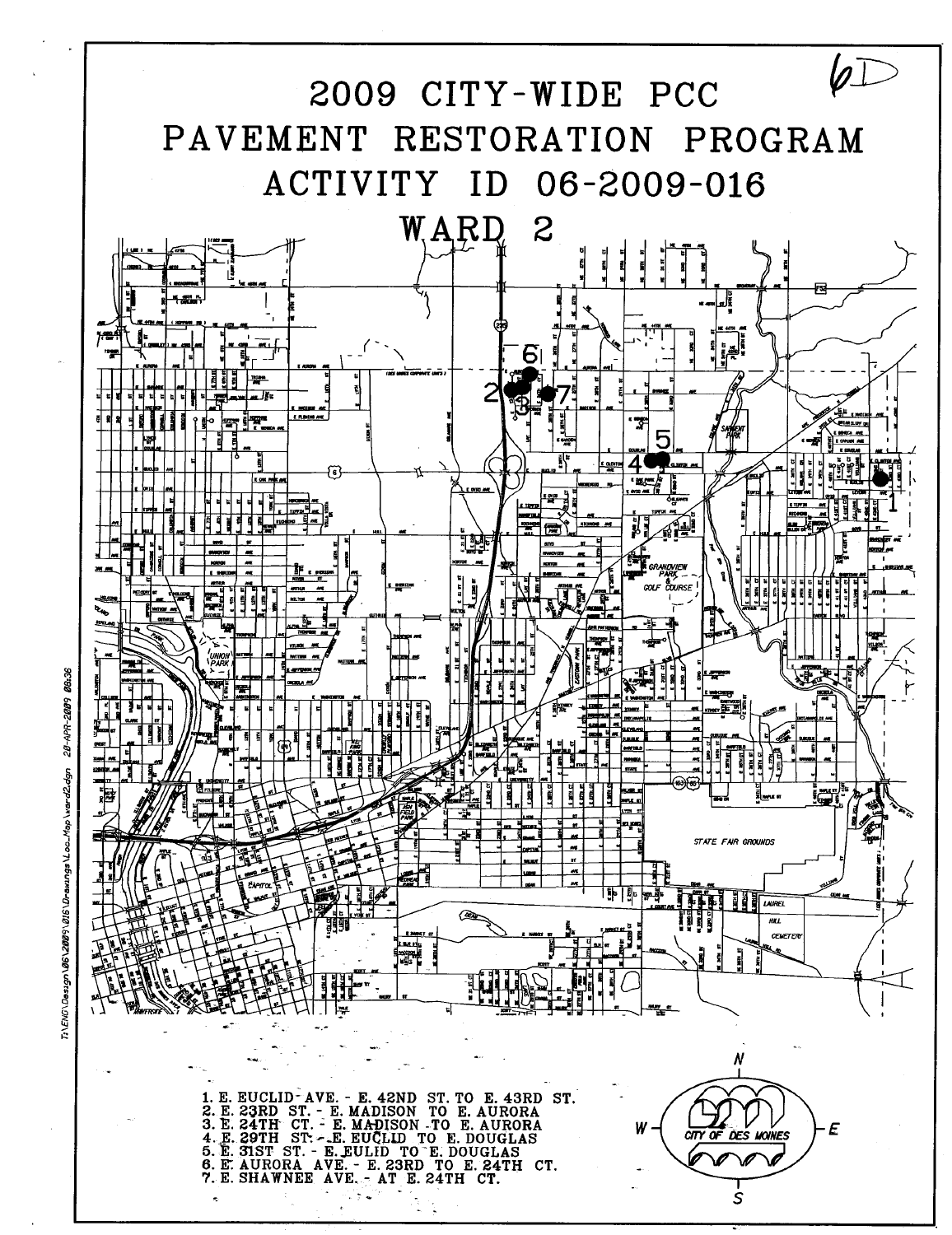6D

# 2009 CITY-WIDE PCC PAVEMENT RESTORATION PROGRAM ACTIVITY ID 06-2009-016 WARD 2

1. E. EUCLID AVE. - E. 42ND ST. TO E. 43RD ST.
2. E. 23RD ST. - E. MADISON TO E. AURORA
3. E. 24TH CT. - E. MADISON TO E. AURORA
4. E. 29TH ST. - E. EUCLID TO E. DOUGLAS
5. E. 31ST ST. - E. EULID TO E. DOUGLAS
6. E. AURORA AVE. - E. 23RD TO E. 24TH CT.
7. E. SHAWNEE AVE. - AT E. 24TH CT.

CITY OF DES MOINES

T:\ENG\Design\06\2009\016\Drawings\Loc_Map\ward2.dgn 20-APR-2009 08:36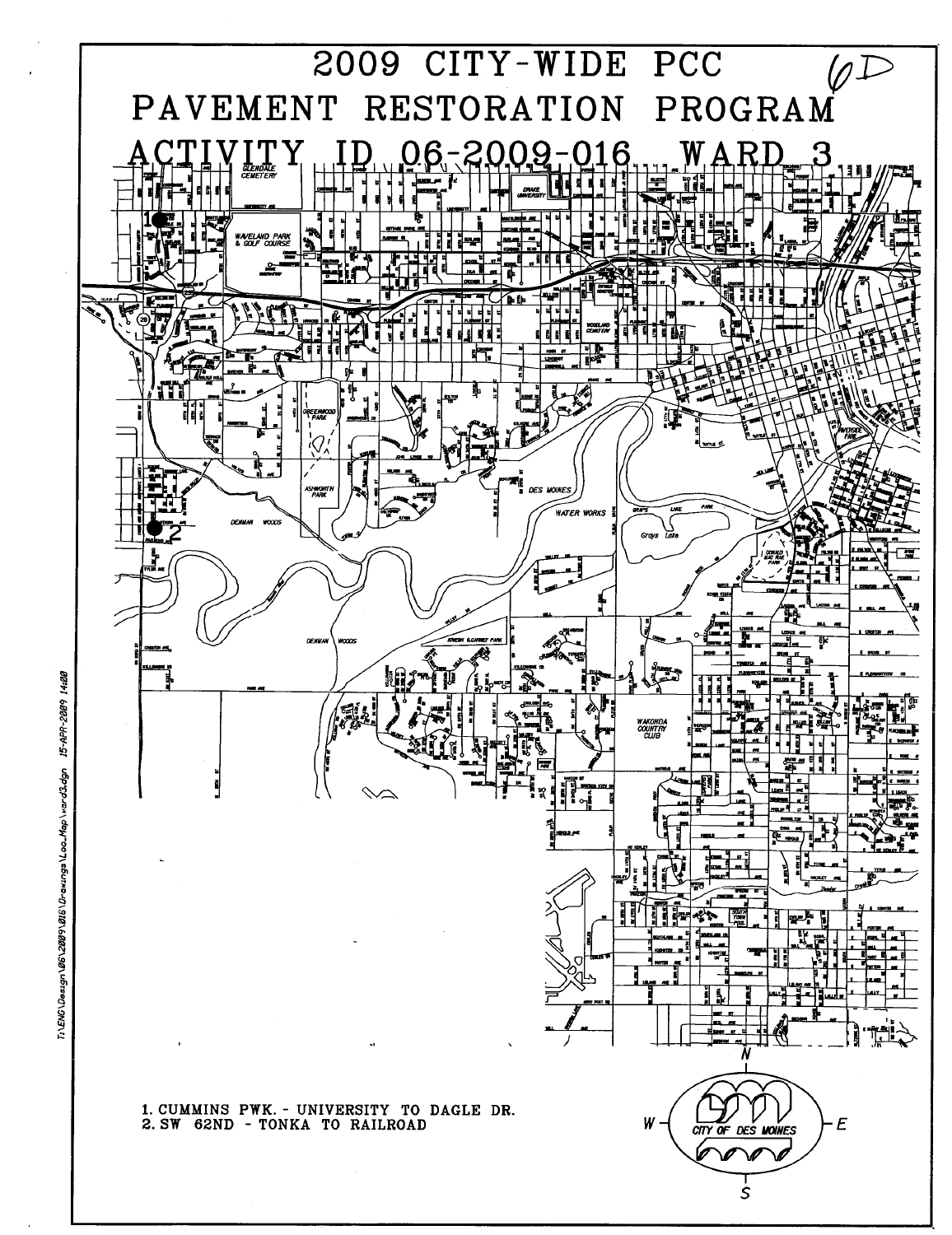# 2009 CITY-WIDE PCC PAVEMENT RESTORATION PROGRAM

# ACTIVITY ID 06-2009-016 WARD 3

1. CUMMINS PWK. - UNIVERSITY TO DAGLE DR.
2. SW 62ND - TONKA TO RAILROAD

CITY OF DES MOINES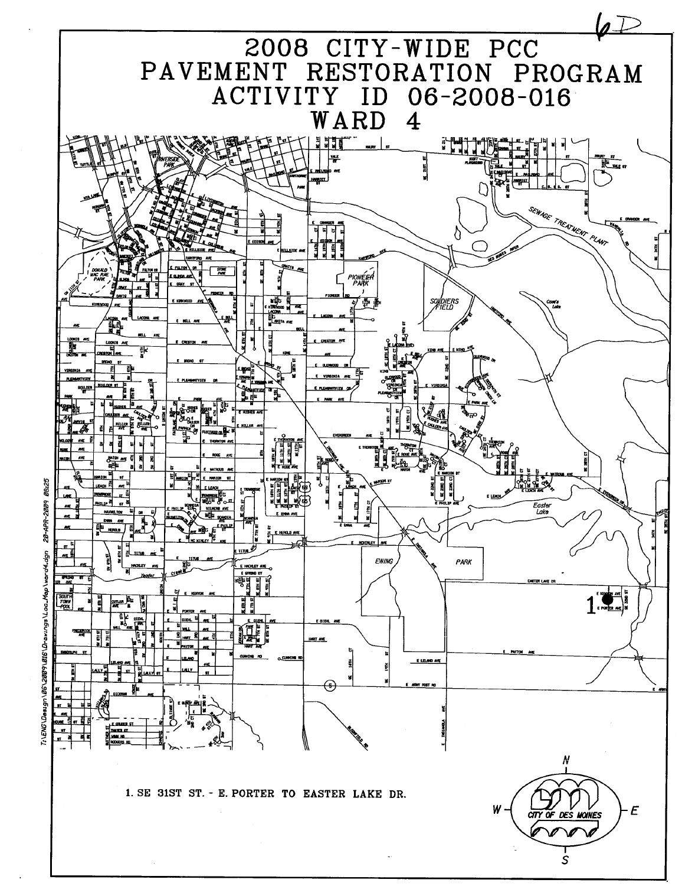# 2008 CITY-WIDE PCC PAVEMENT RESTORATION PROGRAM ACTIVITY ID 06-2008-016 WARD 4

1. SE 31ST ST. - E. PORTER TO EASTER LAKE DR.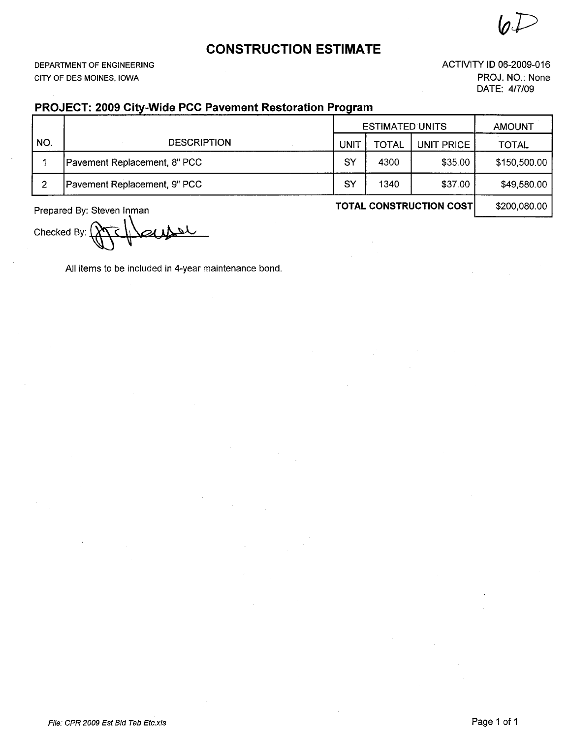6D

# CONSTRUCTION ESTIMATE

DEPARTMENT OF ENGINEERING
CITY OF DES MOINES, IOWA

ACTIVITY ID 06-2009-016
PROJ. NO.: None
DATE: 4/7/09

## PROJECT: 2009 City-Wide PCC Pavement Restoration Program

| NO. | DESCRIPTION | ESTIMATED UNITS | | | AMOUNT |
|---|---|---|---|---|---|
| | | UNIT | TOTAL | UNIT PRICE | TOTAL |
| 1 | Pavement Replacement, 8" PCC | SY | 4300 | $35.00 | $150,500.00 |
| 2 | Pavement Replacement, 9" PCC | SY | 1340 | $37.00 | $49,580.00 |
| | | | | **TOTAL CONSTRUCTION COST** | $200,080.00 |

Prepared By: Steven Inman

Checked By: [signature]

All items to be included in 4-year maintenance bond.

File: CPR 2009 Est Bid Tab Etc.xls